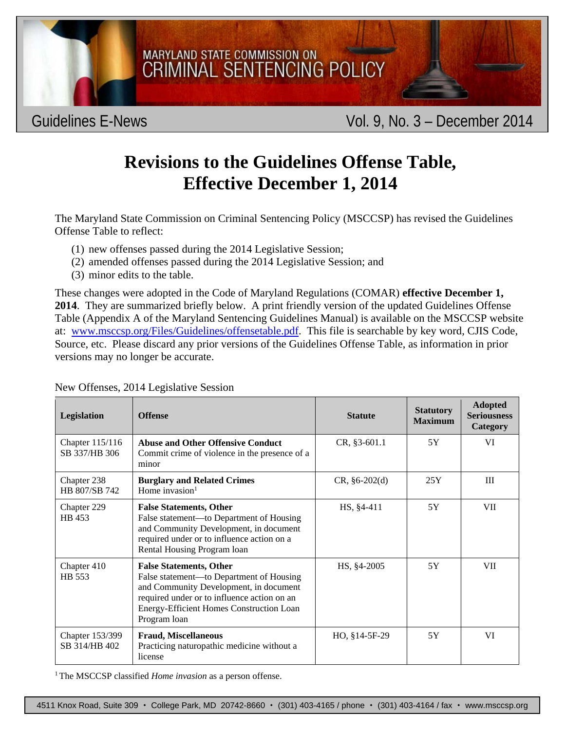MARYLAND STATE COMMISSION ON CRIMINAL SENTENCING POLICY

Guidelines E-News — Vol. 9, No. 3 – December 2014

# Revisions to the Guidelines Offense Table, Effective December 1, 2014

The Maryland State Commission on Criminal Sentencing Policy (MSCCSP) has revised the Guidelines Offense Table to reflect:

1. new offenses passed during the 2014 Legislative Session;
2. amended offenses passed during the 2014 Legislative Session; and
3. minor edits to the table.

These changes were adopted in the Code of Maryland Regulations (COMAR) **effective December 1, 2014**. They are summarized briefly below. A print friendly version of the updated Guidelines Offense Table (Appendix A of the Maryland Sentencing Guidelines Manual) is available on the MSCCSP website at: [www.msccsp.org/Files/Guidelines/offensetable.pdf](www.msccsp.org/Files/Guidelines/offensetable.pdf). This file is searchable by key word, CJIS Code, Source, etc. Please discard any prior versions of the Guidelines Offense Table, as information in prior versions may no longer be accurate.

New Offenses, 2014 Legislative Session

| Legislation | Offense | Statute | Statutory Maximum | Adopted Seriousness Category |
|---|---|---|---|---|
| Chapter 115/116 SB 337/HB 306 | **Abuse and Other Offensive Conduct** Commit crime of violence in the presence of a minor | CR, §3-601.1 | 5Y | VI |
| Chapter 238 HB 807/SB 742 | **Burglary and Related Crimes** Home invasion[1] | CR, §6-202(d) | 25Y | III |
| Chapter 229 HB 453 | **False Statements, Other** False statement—to Department of Housing and Community Development, in document required under or to influence action on a Rental Housing Program loan | HS, §4-411 | 5Y | VII |
| Chapter 410 HB 553 | **False Statements, Other** False statement—to Department of Housing and Community Development, in document required under or to influence action on an Energy-Efficient Homes Construction Loan Program loan | HS, §4-2005 | 5Y | VII |
| Chapter 153/399 SB 314/HB 402 | **Fraud, Miscellaneous** Practicing naturopathic medicine without a license | HO, §14-5F-29 | 5Y | VI |

[1] The MSCCSP classified *Home invasion* as a person offense.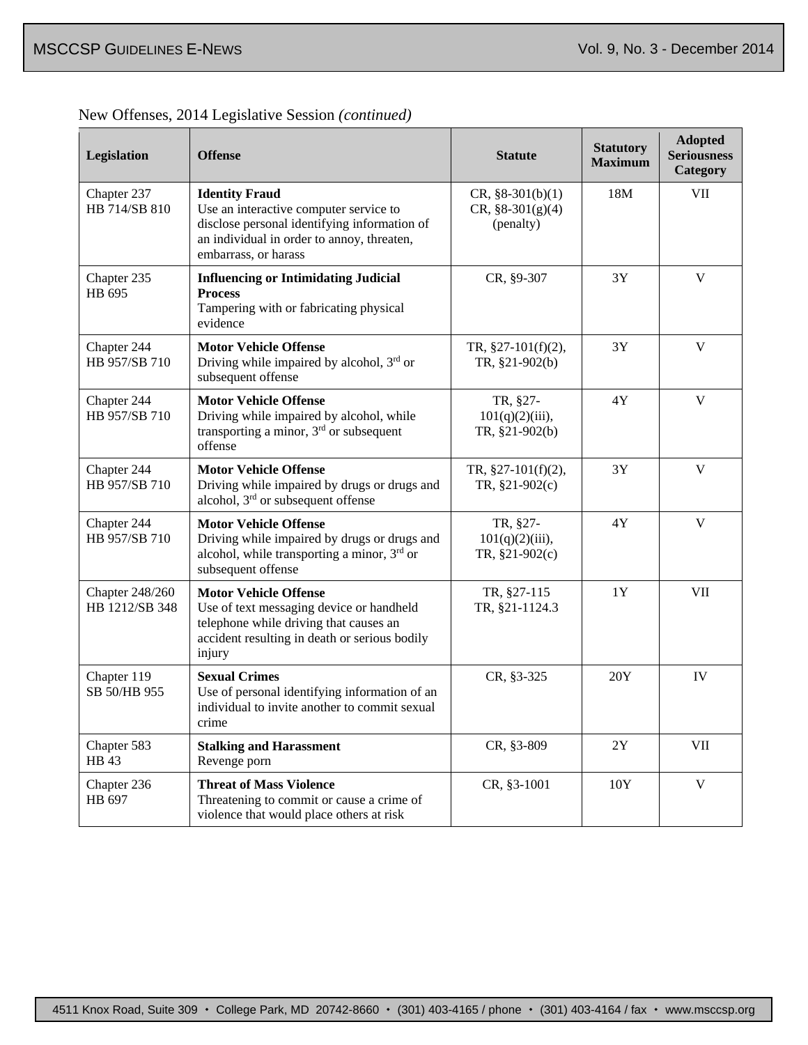New Offenses, 2014 Legislative Session *(continued)*

| Legislation | Offense | Statute | Statutory Maximum | Adopted Seriousness Category |
|---|---|---|---|---|
| Chapter 237 HB 714/SB 810 | **Identity Fraud** Use an interactive computer service to disclose personal identifying information of an individual in order to annoy, threaten, embarrass, or harass | CR, §8-301(b)(1) CR, §8-301(g)(4) (penalty) | 18M | VII |
| Chapter 235 HB 695 | **Influencing or Intimidating Judicial Process** Tampering with or fabricating physical evidence | CR, §9-307 | 3Y | V |
| Chapter 244 HB 957/SB 710 | **Motor Vehicle Offense** Driving while impaired by alcohol, 3rd or subsequent offense | TR, §27-101(f)(2), TR, §21-902(b) | 3Y | V |
| Chapter 244 HB 957/SB 710 | **Motor Vehicle Offense** Driving while impaired by alcohol, while transporting a minor, 3rd or subsequent offense | TR, §27-101(q)(2)(iii), TR, §21-902(b) | 4Y | V |
| Chapter 244 HB 957/SB 710 | **Motor Vehicle Offense** Driving while impaired by drugs or drugs and alcohol, 3rd or subsequent offense | TR, §27-101(f)(2), TR, §21-902(c) | 3Y | V |
| Chapter 244 HB 957/SB 710 | **Motor Vehicle Offense** Driving while impaired by drugs or drugs and alcohol, while transporting a minor, 3rd or subsequent offense | TR, §27-101(q)(2)(iii), TR, §21-902(c) | 4Y | V |
| Chapter 248/260 HB 1212/SB 348 | **Motor Vehicle Offense** Use of text messaging device or handheld telephone while driving that causes an accident resulting in death or serious bodily injury | TR, §27-115 TR, §21-1124.3 | 1Y | VII |
| Chapter 119 SB 50/HB 955 | **Sexual Crimes** Use of personal identifying information of an individual to invite another to commit sexual crime | CR, §3-325 | 20Y | IV |
| Chapter 583 HB 43 | **Stalking and Harassment** Revenge porn | CR, §3-809 | 2Y | VII |
| Chapter 236 HB 697 | **Threat of Mass Violence** Threatening to commit or cause a crime of violence that would place others at risk | CR, §3-1001 | 10Y | V |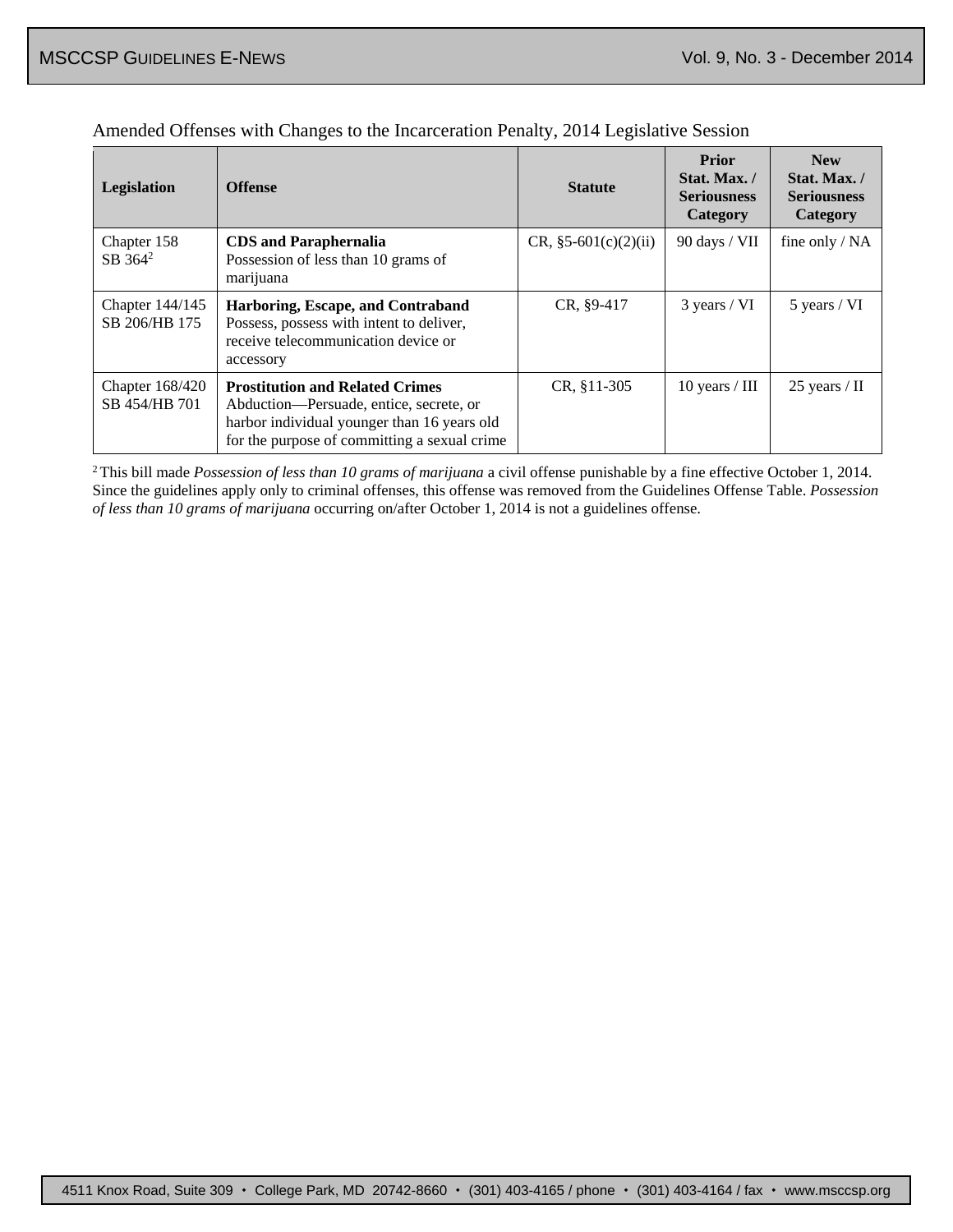Amended Offenses with Changes to the Incarceration Penalty, 2014 Legislative Session

| Legislation | Offense | Statute | Prior Stat. Max. / Seriousness Category | New Stat. Max. / Seriousness Category |
|---|---|---|---|---|
| Chapter 158 SB 364[2] | **CDS and Paraphernalia** Possession of less than 10 grams of marijuana | CR, §5-601(c)(2)(ii) | 90 days / VII | fine only / NA |
| Chapter 144/145 SB 206/HB 175 | **Harboring, Escape, and Contraband** Possess, possess with intent to deliver, receive telecommunication device or accessory | CR, §9-417 | 3 years / VI | 5 years / VI |
| Chapter 168/420 SB 454/HB 701 | **Prostitution and Related Crimes** Abduction—Persuade, entice, secrete, or harbor individual younger than 16 years old for the purpose of committing a sexual crime | CR, §11-305 | 10 years / III | 25 years / II |

[2] This bill made *Possession of less than 10 grams of marijuana* a civil offense punishable by a fine effective October 1, 2014. Since the guidelines apply only to criminal offenses, this offense was removed from the Guidelines Offense Table. *Possession of less than 10 grams of marijuana* occurring on/after October 1, 2014 is not a guidelines offense.